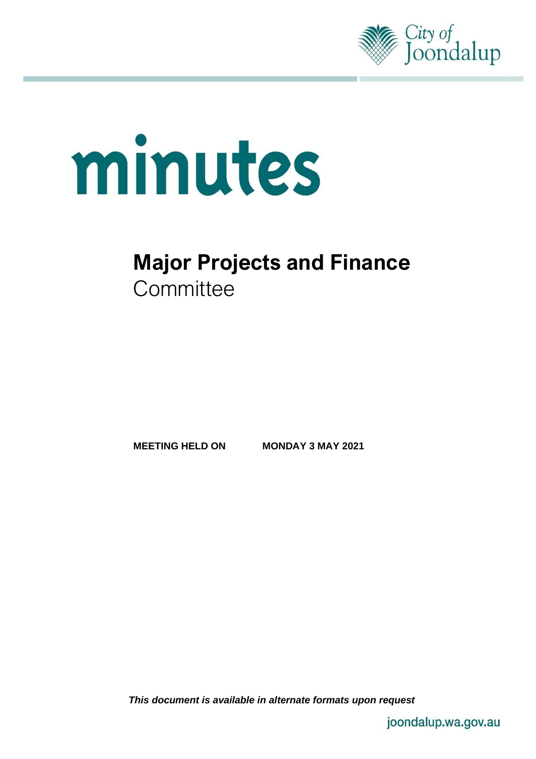City of Joondalup

# minutes

## Major Projects and Finance
Committee

**MEETING HELD ON** **MONDAY 3 MAY 2021**

***This document is available in alternate formats upon request***

joondalup.wa.gov.au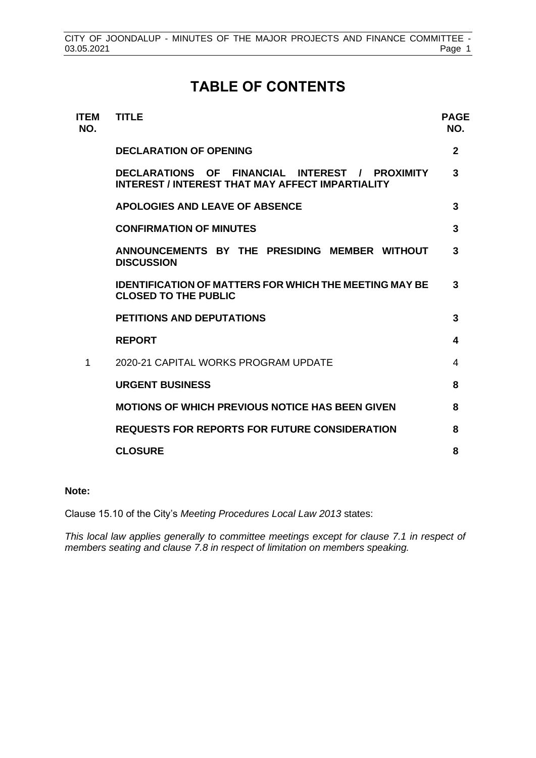# TABLE OF CONTENTS

| ITEM NO. | TITLE | PAGE NO. |
|---|---|---|
| | **DECLARATION OF OPENING** | **2** |
| | **DECLARATIONS OF FINANCIAL INTEREST / PROXIMITY INTEREST / INTEREST THAT MAY AFFECT IMPARTIALITY** | **3** |
| | **APOLOGIES AND LEAVE OF ABSENCE** | **3** |
| | **CONFIRMATION OF MINUTES** | **3** |
| | **ANNOUNCEMENTS BY THE PRESIDING MEMBER WITHOUT DISCUSSION** | **3** |
| | **IDENTIFICATION OF MATTERS FOR WHICH THE MEETING MAY BE CLOSED TO THE PUBLIC** | **3** |
| | **PETITIONS AND DEPUTATIONS** | **3** |
| | **REPORT** | **4** |
| 1 | 2020-21 CAPITAL WORKS PROGRAM UPDATE | 4 |
| | **URGENT BUSINESS** | **8** |
| | **MOTIONS OF WHICH PREVIOUS NOTICE HAS BEEN GIVEN** | **8** |
| | **REQUESTS FOR REPORTS FOR FUTURE CONSIDERATION** | **8** |
| | **CLOSURE** | **8** |

**Note:**

Clause 15.10 of the City's *Meeting Procedures Local Law 2013* states:

*This local law applies generally to committee meetings except for clause 7.1 in respect of members seating and clause 7.8 in respect of limitation on members speaking.*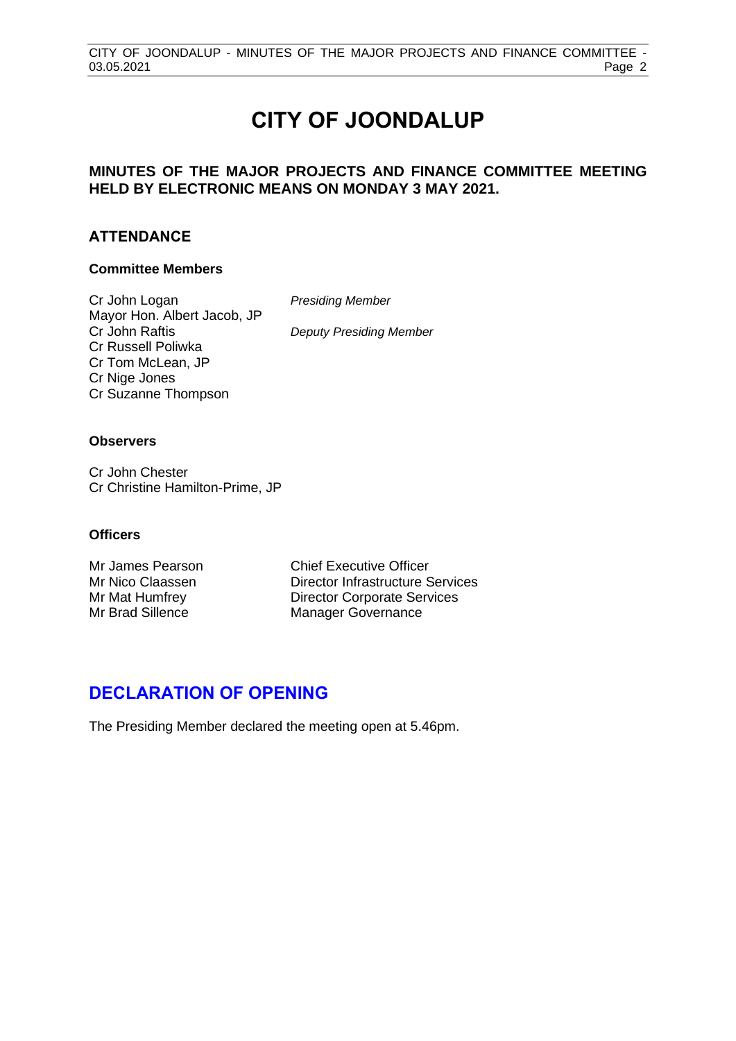# CITY OF JOONDALUP

**MINUTES OF THE MAJOR PROJECTS AND FINANCE COMMITTEE MEETING HELD BY ELECTRONIC MEANS ON MONDAY 3 MAY 2021.**

## ATTENDANCE

### Committee Members

| | |
|---|---|
| Cr John Logan | *Presiding Member* |
| Mayor Hon. Albert Jacob, JP | |
| Cr John Raftis | *Deputy Presiding Member* |
| Cr Russell Poliwka | |
| Cr Tom McLean, JP | |
| Cr Nige Jones | |
| Cr Suzanne Thompson | |

### Observers

Cr John Chester
Cr Christine Hamilton-Prime, JP

### Officers

| | |
|---|---|
| Mr James Pearson | Chief Executive Officer |
| Mr Nico Claassen | Director Infrastructure Services |
| Mr Mat Humfrey | Director Corporate Services |
| Mr Brad Sillence | Manager Governance |

## DECLARATION OF OPENING

The Presiding Member declared the meeting open at 5.46pm.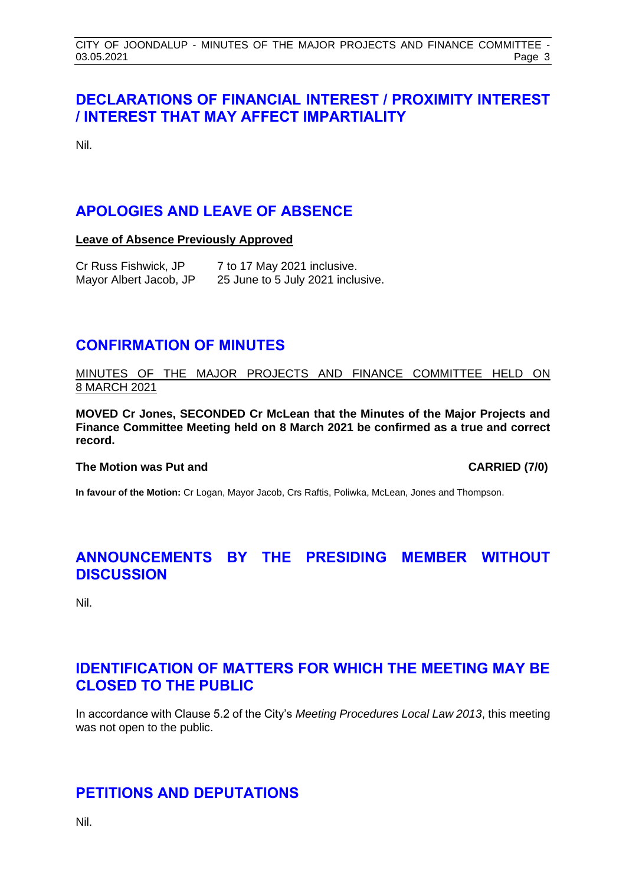## DECLARATIONS OF FINANCIAL INTEREST / PROXIMITY INTEREST / INTEREST THAT MAY AFFECT IMPARTIALITY

Nil.

## APOLOGIES AND LEAVE OF ABSENCE

**Leave of Absence Previously Approved**

| | |
|---|---|
| Cr Russ Fishwick, JP | 7 to 17 May 2021 inclusive. |
| Mayor Albert Jacob, JP | 25 June to 5 July 2021 inclusive. |

## CONFIRMATION OF MINUTES

MINUTES OF THE MAJOR PROJECTS AND FINANCE COMMITTEE HELD ON 8 MARCH 2021

**MOVED Cr Jones, SECONDED Cr McLean that the Minutes of the Major Projects and Finance Committee Meeting held on 8 March 2021 be confirmed as a true and correct record.**

**The Motion was Put and CARRIED (7/0)**

**In favour of the Motion:** Cr Logan, Mayor Jacob, Crs Raftis, Poliwka, McLean, Jones and Thompson.

## ANNOUNCEMENTS BY THE PRESIDING MEMBER WITHOUT DISCUSSION

Nil.

## IDENTIFICATION OF MATTERS FOR WHICH THE MEETING MAY BE CLOSED TO THE PUBLIC

In accordance with Clause 5.2 of the City's *Meeting Procedures Local Law 2013*, this meeting was not open to the public.

## PETITIONS AND DEPUTATIONS

Nil.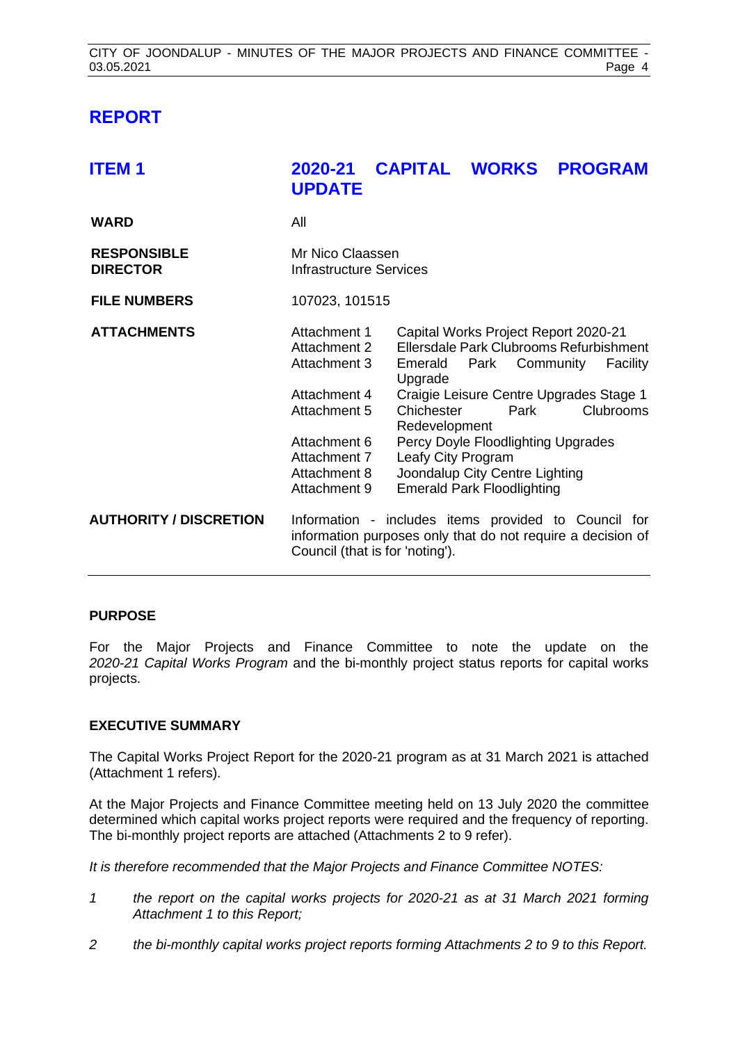# REPORT

## ITEM 1 2020-21 CAPITAL WORKS PROGRAM UPDATE

| | |
|---|---|
| **WARD** | All |
| **RESPONSIBLE DIRECTOR** | Mr Nico Claassen<br>Infrastructure Services |
| **FILE NUMBERS** | 107023, 101515 |
| **ATTACHMENTS** | Attachment 1 Capital Works Project Report 2020-21<br>Attachment 2 Ellersdale Park Clubrooms Refurbishment<br>Attachment 3 Emerald Park Community Facility Upgrade<br>Attachment 4 Craigie Leisure Centre Upgrades Stage 1<br>Attachment 5 Chichester Park Clubrooms Redevelopment<br>Attachment 6 Percy Doyle Floodlighting Upgrades<br>Attachment 7 Leafy City Program<br>Attachment 8 Joondalup City Centre Lighting<br>Attachment 9 Emerald Park Floodlighting |
| **AUTHORITY / DISCRETION** | Information - includes items provided to Council for information purposes only that do not require a decision of Council (that is for 'noting'). |

### PURPOSE

For the Major Projects and Finance Committee to note the update on the *2020-21 Capital Works Program* and the bi-monthly project status reports for capital works projects.

### EXECUTIVE SUMMARY

The Capital Works Project Report for the 2020-21 program as at 31 March 2021 is attached (Attachment 1 refers).

At the Major Projects and Finance Committee meeting held on 13 July 2020 the committee determined which capital works project reports were required and the frequency of reporting. The bi-monthly project reports are attached (Attachments 2 to 9 refer).

*It is therefore recommended that the Major Projects and Finance Committee NOTES:*

1. *the report on the capital works projects for 2020-21 as at 31 March 2021 forming Attachment 1 to this Report;*
2. *the bi-monthly capital works project reports forming Attachments 2 to 9 to this Report.*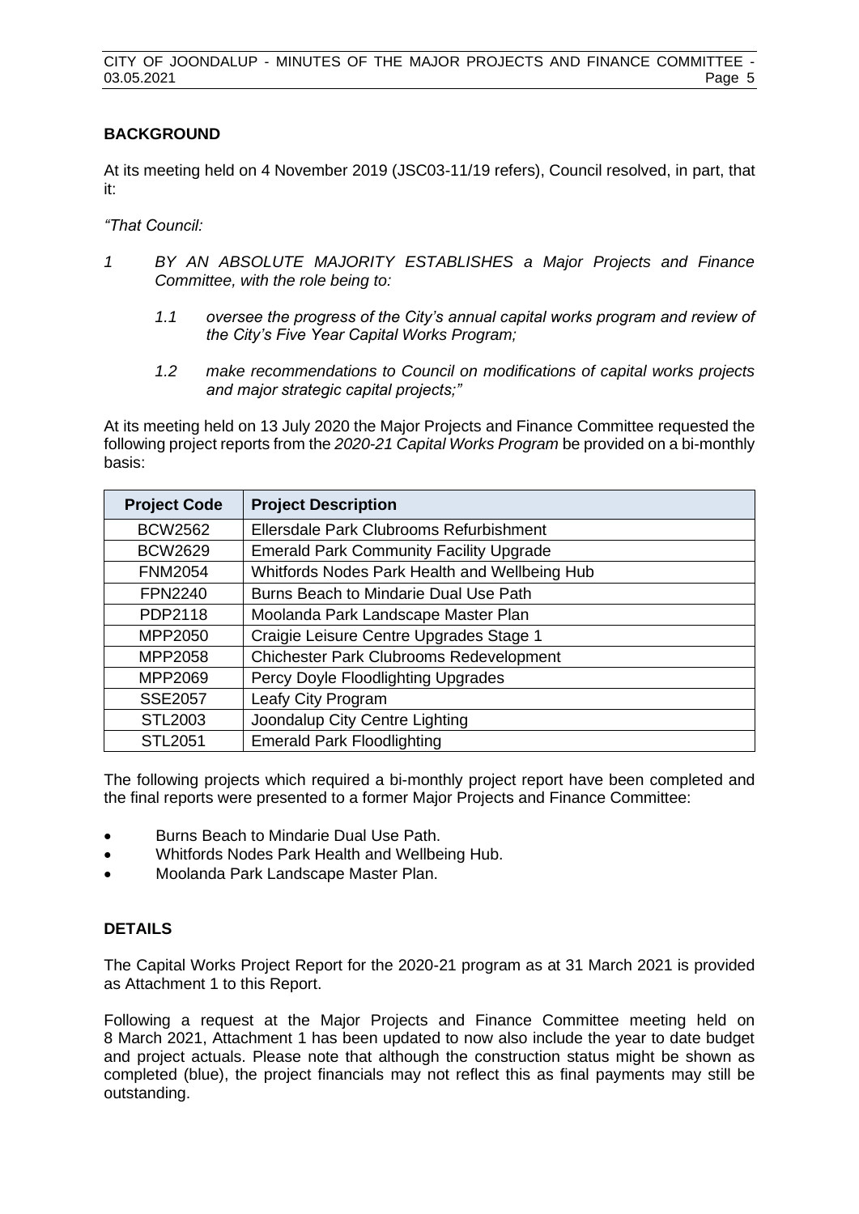## BACKGROUND

At its meeting held on 4 November 2019 (JSC03-11/19 refers), Council resolved, in part, that it:

*"That Council:*

*1 BY AN ABSOLUTE MAJORITY ESTABLISHES a Major Projects and Finance Committee, with the role being to:*

*1.1 oversee the progress of the City's annual capital works program and review of the City's Five Year Capital Works Program;*

*1.2 make recommendations to Council on modifications of capital works projects and major strategic capital projects;"*

At its meeting held on 13 July 2020 the Major Projects and Finance Committee requested the following project reports from the *2020-21 Capital Works Program* be provided on a bi-monthly basis:

| Project Code | Project Description |
|---|---|
| BCW2562 | Ellersdale Park Clubrooms Refurbishment |
| BCW2629 | Emerald Park Community Facility Upgrade |
| FNM2054 | Whitfords Nodes Park Health and Wellbeing Hub |
| FPN2240 | Burns Beach to Mindarie Dual Use Path |
| PDP2118 | Moolanda Park Landscape Master Plan |
| MPP2050 | Craigie Leisure Centre Upgrades Stage 1 |
| MPP2058 | Chichester Park Clubrooms Redevelopment |
| MPP2069 | Percy Doyle Floodlighting Upgrades |
| SSE2057 | Leafy City Program |
| STL2003 | Joondalup City Centre Lighting |
| STL2051 | Emerald Park Floodlighting |

The following projects which required a bi-monthly project report have been completed and the final reports were presented to a former Major Projects and Finance Committee:

- Burns Beach to Mindarie Dual Use Path.
- Whitfords Nodes Park Health and Wellbeing Hub.
- Moolanda Park Landscape Master Plan.

## DETAILS

The Capital Works Project Report for the 2020-21 program as at 31 March 2021 is provided as Attachment 1 to this Report.

Following a request at the Major Projects and Finance Committee meeting held on 8 March 2021, Attachment 1 has been updated to now also include the year to date budget and project actuals. Please note that although the construction status might be shown as completed (blue), the project financials may not reflect this as final payments may still be outstanding.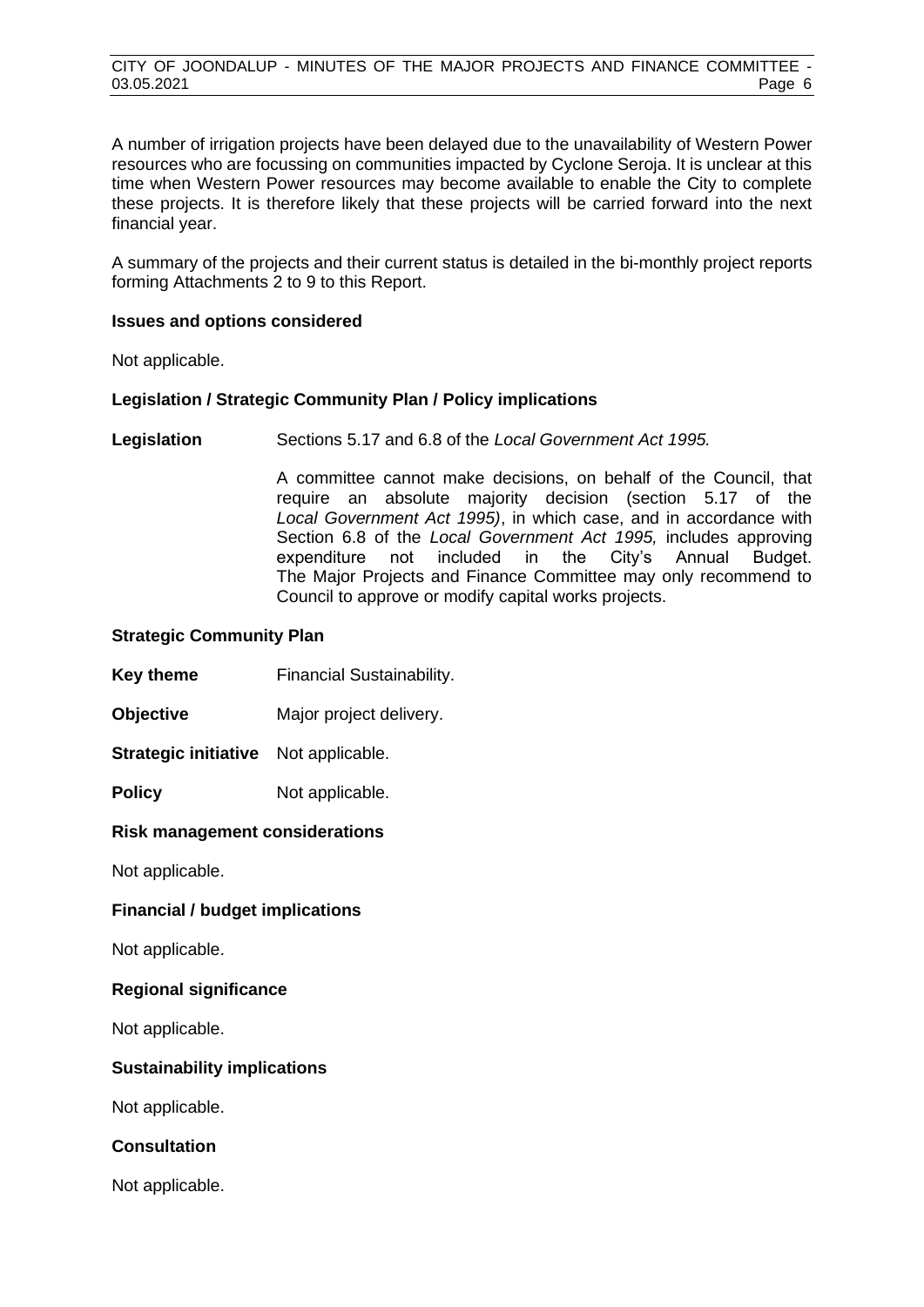A number of irrigation projects have been delayed due to the unavailability of Western Power resources who are focussing on communities impacted by Cyclone Seroja. It is unclear at this time when Western Power resources may become available to enable the City to complete these projects. It is therefore likely that these projects will be carried forward into the next financial year.

A summary of the projects and their current status is detailed in the bi-monthly project reports forming Attachments 2 to 9 to this Report.

**Issues and options considered**

Not applicable.

**Legislation / Strategic Community Plan / Policy implications**

**Legislation** Sections 5.17 and 6.8 of the *Local Government Act 1995.*

A committee cannot make decisions, on behalf of the Council, that require an absolute majority decision (section 5.17 of the *Local Government Act 1995)*, in which case, and in accordance with Section 6.8 of the *Local Government Act 1995,* includes approving expenditure not included in the City's Annual Budget. The Major Projects and Finance Committee may only recommend to Council to approve or modify capital works projects.

**Strategic Community Plan**

**Key theme** Financial Sustainability.

**Objective** Major project delivery.

**Strategic initiative** Not applicable.

**Policy** Not applicable.

**Risk management considerations**

Not applicable.

**Financial / budget implications**

Not applicable.

**Regional significance**

Not applicable.

**Sustainability implications**

Not applicable.

**Consultation**

Not applicable.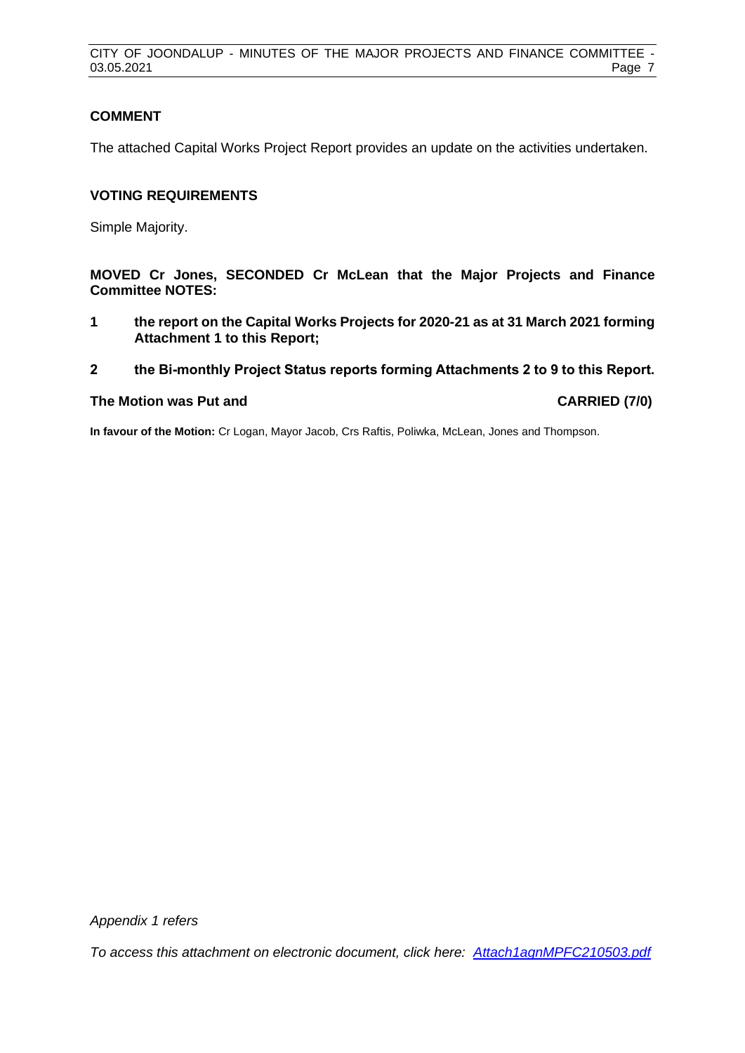## COMMENT

The attached Capital Works Project Report provides an update on the activities undertaken.

## VOTING REQUIREMENTS

Simple Majority.

**MOVED Cr Jones, SECONDED Cr McLean that the Major Projects and Finance Committee NOTES:**

1. **the report on the Capital Works Projects for 2020-21 as at 31 March 2021 forming Attachment 1 to this Report;**
2. **the Bi-monthly Project Status reports forming Attachments 2 to 9 to this Report.**

**The Motion was Put and CARRIED (7/0)**

**In favour of the Motion:** Cr Logan, Mayor Jacob, Crs Raftis, Poliwka, McLean, Jones and Thompson.

*Appendix 1 refers*

*To access this attachment on electronic document, click here: Attach1agnMPFC210503.pdf*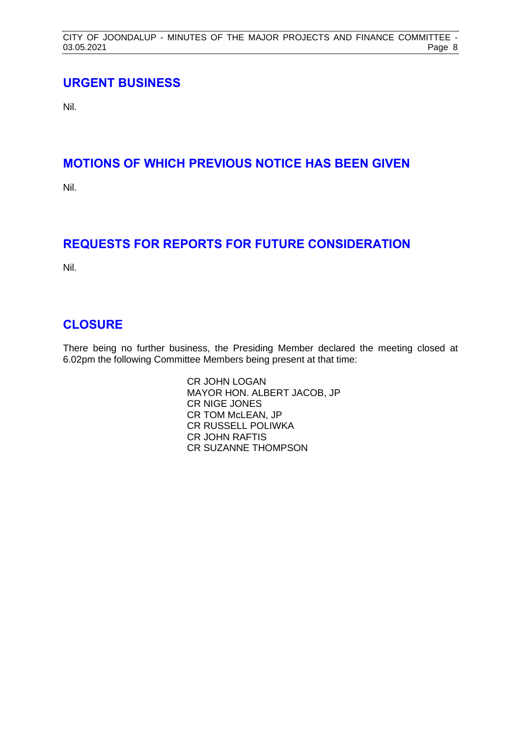## URGENT BUSINESS

Nil.

## MOTIONS OF WHICH PREVIOUS NOTICE HAS BEEN GIVEN

Nil.

## REQUESTS FOR REPORTS FOR FUTURE CONSIDERATION

Nil.

## CLOSURE

There being no further business, the Presiding Member declared the meeting closed at 6.02pm the following Committee Members being present at that time:

CR JOHN LOGAN
MAYOR HON. ALBERT JACOB, JP
CR NIGE JONES
CR TOM McLEAN, JP
CR RUSSELL POLIWKA
CR JOHN RAFTIS
CR SUZANNE THOMPSON